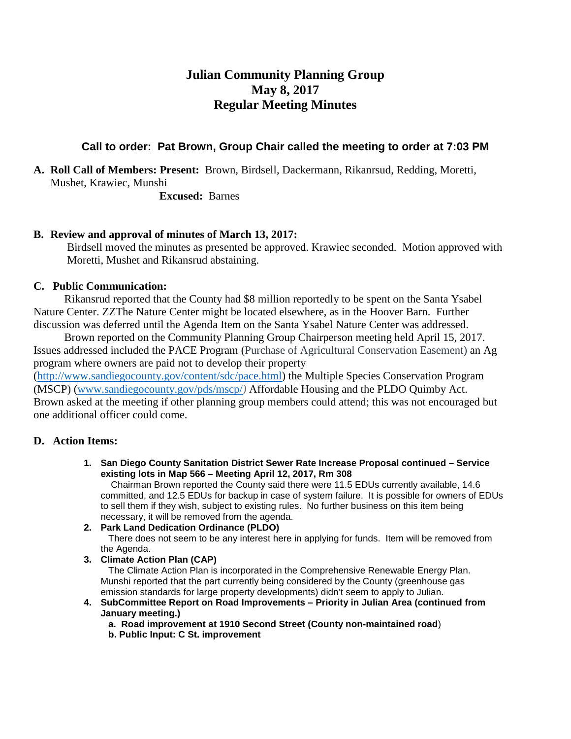# Julian Community Planning Group
# May 8, 2017
# Regular Meeting Minutes

### Call to order: Pat Brown, Group Chair called the meeting to order at 7:03 PM

**A. Roll Call of Members: Present:** Brown, Birdsell, Dackermann, Rikanrsud, Redding, Moretti, Mushet, Krawiec, Munshi

**Excused:** Barnes

**B. Review and approval of minutes of March 13, 2017:**

Birdsell moved the minutes as presented be approved. Krawiec seconded. Motion approved with Moretti, Mushet and Rikansrud abstaining.

**C. Public Communication:**

Rikansrud reported that the County had $8 million reportedly to be spent on the Santa Ysabel Nature Center. ZZThe Nature Center might be located elsewhere, as in the Hoover Barn. Further discussion was deferred until the Agenda Item on the Santa Ysabel Nature Center was addressed.

Brown reported on the Community Planning Group Chairperson meeting held April 15, 2017. Issues addressed included the PACE Program (Purchase of Agricultural Conservation Easement) an Ag program where owners are paid not to develop their property (http://www.sandiegocounty.gov/content/sdc/pace.html) the Multiple Species Conservation Program (MSCP) (www.sandiegocounty.gov/pds/mscp/) Affordable Housing and the PLDO Quimby Act. Brown asked at the meeting if other planning group members could attend; this was not encouraged but one additional officer could come.

**D. Action Items:**

1. **San Diego County Sanitation District Sewer Rate Increase Proposal continued – Service existing lots in Map 566 – Meeting April 12, 2017, Rm 308**

   Chairman Brown reported the County said there were 11.5 EDUs currently available, 14.6 committed, and 12.5 EDUs for backup in case of system failure. It is possible for owners of EDUs to sell them if they wish, subject to existing rules. No further business on this item being necessary, it will be removed from the agenda.

2. **Park Land Dedication Ordinance (PLDO)**

   There does not seem to be any interest here in applying for funds. Item will be removed from the Agenda.

3. **Climate Action Plan (CAP)**

   The Climate Action Plan is incorporated in the Comprehensive Renewable Energy Plan. Munshi reported that the part currently being considered by the County (greenhouse gas emission standards for large property developments) didn't seem to apply to Julian.

4. **SubCommittee Report on Road Improvements – Priority in Julian Area (continued from January meeting.)**

   **a. Road improvement at 1910 Second Street (County non-maintained road**)

   **b. Public Input: C St. improvement**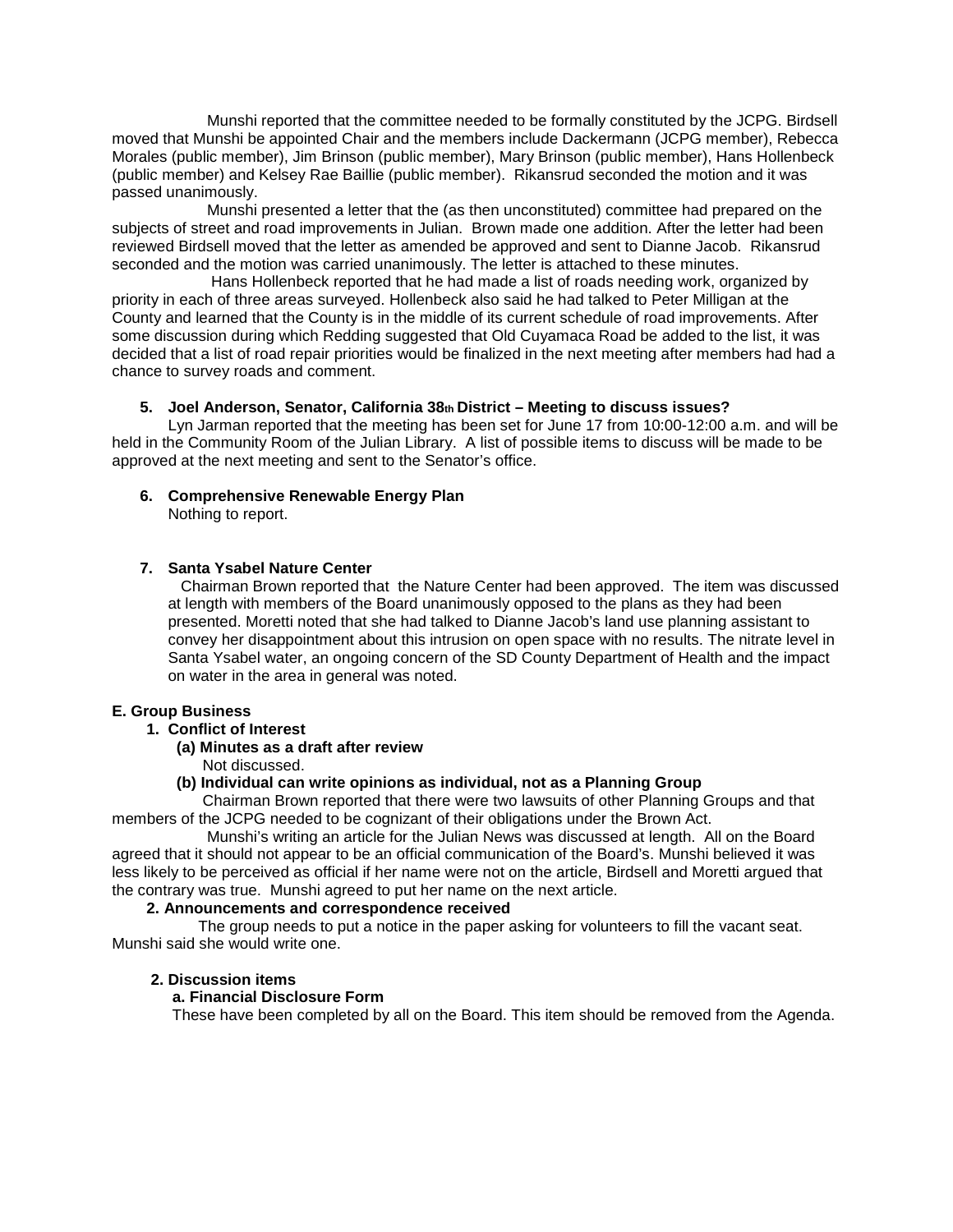Munshi reported that the committee needed to be formally constituted by the JCPG. Birdsell moved that Munshi be appointed Chair and the members include Dackermann (JCPG member), Rebecca Morales (public member), Jim Brinson (public member), Mary Brinson (public member), Hans Hollenbeck (public member) and Kelsey Rae Baillie (public member). Rikansrud seconded the motion and it was passed unanimously.

Munshi presented a letter that the (as then unconstituted) committee had prepared on the subjects of street and road improvements in Julian. Brown made one addition. After the letter had been reviewed Birdsell moved that the letter as amended be approved and sent to Dianne Jacob. Rikansrud seconded and the motion was carried unanimously. The letter is attached to these minutes.

Hans Hollenbeck reported that he had made a list of roads needing work, organized by priority in each of three areas surveyed. Hollenbeck also said he had talked to Peter Milligan at the County and learned that the County is in the middle of its current schedule of road improvements. After some discussion during which Redding suggested that Old Cuyamaca Road be added to the list, it was decided that a list of road repair priorities would be finalized in the next meeting after members had had a chance to survey roads and comment.

**5. Joel Anderson, Senator, California 38th District – Meeting to discuss issues?**

Lyn Jarman reported that the meeting has been set for June 17 from 10:00-12:00 a.m. and will be held in the Community Room of the Julian Library. A list of possible items to discuss will be made to be approved at the next meeting and sent to the Senator's office.

**6. Comprehensive Renewable Energy Plan**

Nothing to report.

**7. Santa Ysabel Nature Center**

Chairman Brown reported that the Nature Center had been approved. The item was discussed at length with members of the Board unanimously opposed to the plans as they had been presented. Moretti noted that she had talked to Dianne Jacob's land use planning assistant to convey her disappointment about this intrusion on open space with no results. The nitrate level in Santa Ysabel water, an ongoing concern of the SD County Department of Health and the impact on water in the area in general was noted.

**E. Group Business**

**1. Conflict of Interest**

**(a) Minutes as a draft after review**

Not discussed.

**(b) Individual can write opinions as individual, not as a Planning Group**

Chairman Brown reported that there were two lawsuits of other Planning Groups and that members of the JCPG needed to be cognizant of their obligations under the Brown Act.

Munshi's writing an article for the Julian News was discussed at length. All on the Board agreed that it should not appear to be an official communication of the Board's. Munshi believed it was less likely to be perceived as official if her name were not on the article, Birdsell and Moretti argued that the contrary was true. Munshi agreed to put her name on the next article.

**2. Announcements and correspondence received**

The group needs to put a notice in the paper asking for volunteers to fill the vacant seat. Munshi said she would write one.

**2. Discussion items**

**a. Financial Disclosure Form**

These have been completed by all on the Board. This item should be removed from the Agenda.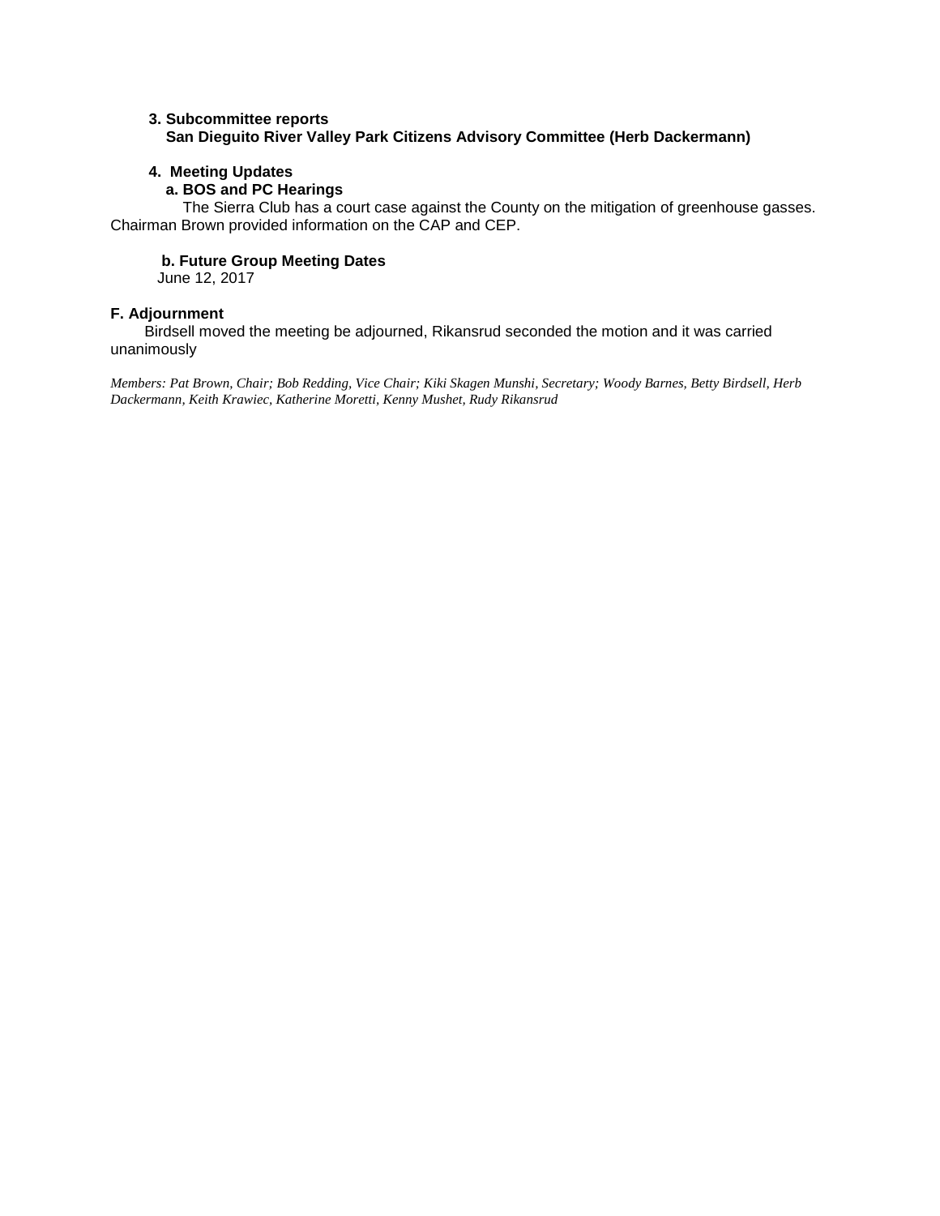**3. Subcommittee reports**
**San Dieguito River Valley Park Citizens Advisory Committee (Herb Dackermann)**

**4. Meeting Updates**
**a. BOS and PC Hearings**

The Sierra Club has a court case against the County on the mitigation of greenhouse gasses. Chairman Brown provided information on the CAP and CEP.

**b. Future Group Meeting Dates**

June 12, 2017

**F. Adjournment**

Birdsell moved the meeting be adjourned, Rikansrud seconded the motion and it was carried unanimously

*Members: Pat Brown, Chair; Bob Redding, Vice Chair; Kiki Skagen Munshi, Secretary; Woody Barnes, Betty Birdsell, Herb Dackermann, Keith Krawiec, Katherine Moretti, Kenny Mushet, Rudy Rikansrud*